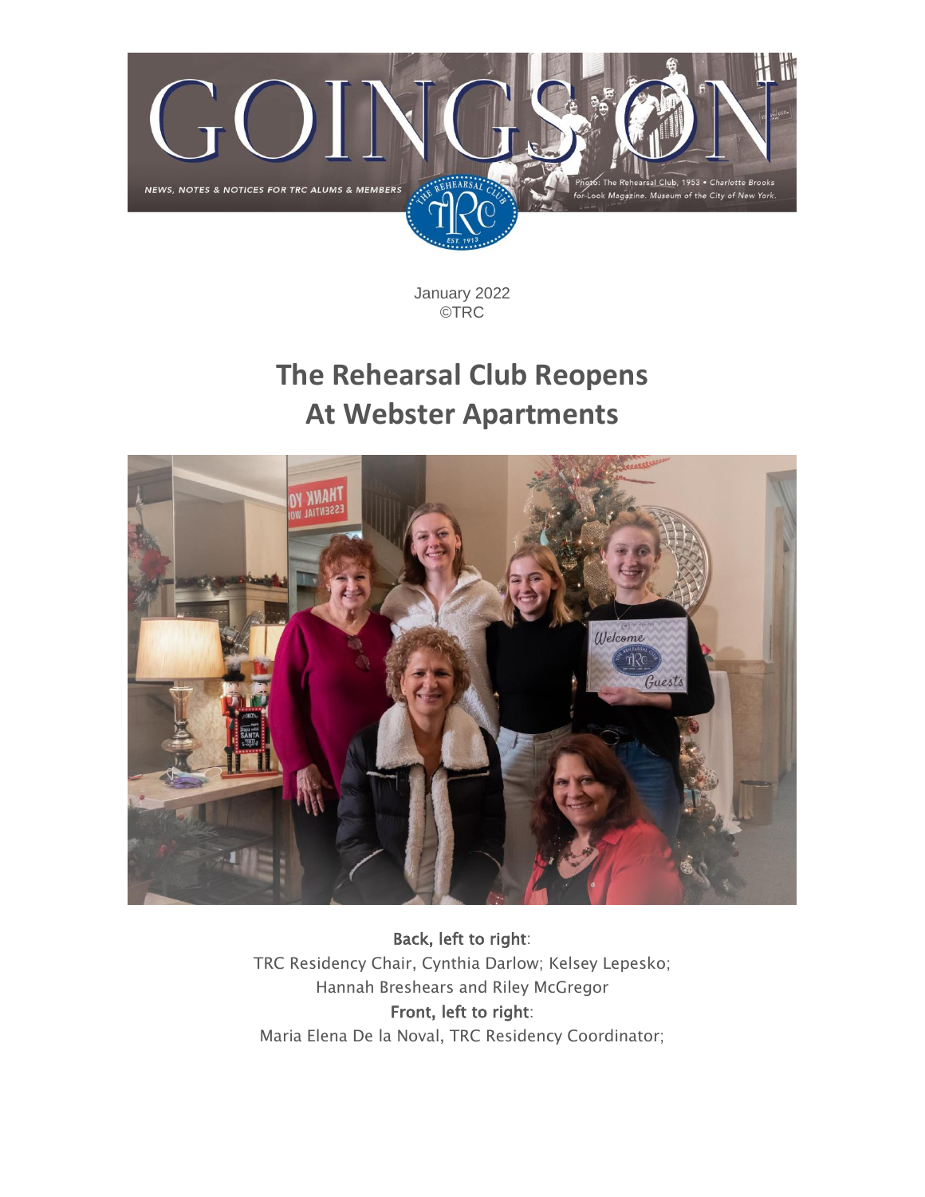# GOINGS ON

NEWS, NOTES & NOTICES FOR TRC ALUMS & MEMBERS

Photo: The Rehearsal Club, 1953 • *Charlotte Brooks for Look Magazine. Museum of the City of New York.*

January 2022
©TRC

## The Rehearsal Club Reopens At Webster Apartments

**Back, left to right**:
TRC Residency Chair, Cynthia Darlow; Kelsey Lepesko; Hannah Breshears and Riley McGregor
**Front, left to right**:
Maria Elena De la Noval, TRC Residency Coordinator;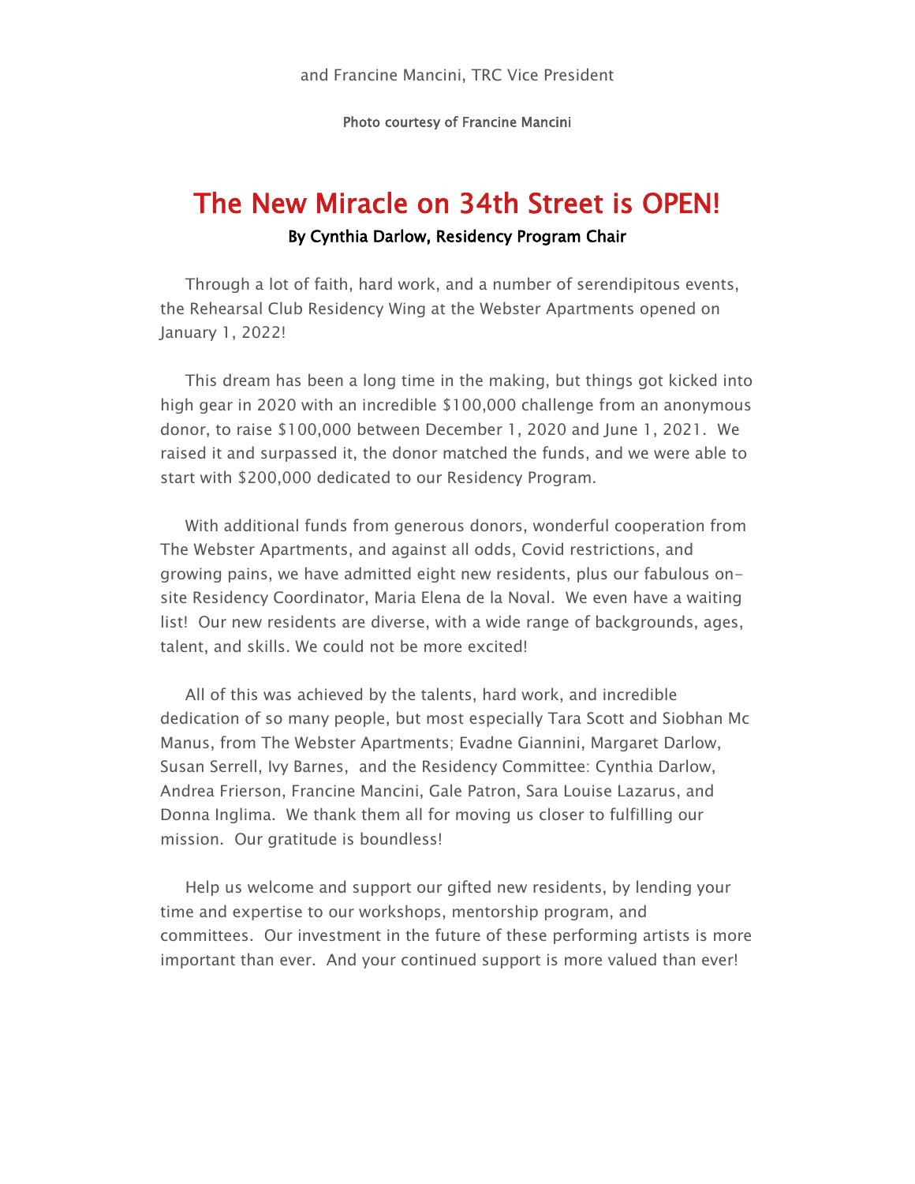and Francine Mancini, TRC Vice President

**Photo courtesy of Francine Mancini**

## The New Miracle on 34th Street is OPEN!

**By Cynthia Darlow, Residency Program Chair**

Through a lot of faith, hard work, and a number of serendipitous events, the Rehearsal Club Residency Wing at the Webster Apartments opened on January 1, 2022!

This dream has been a long time in the making, but things got kicked into high gear in 2020 with an incredible $100,000 challenge from an anonymous donor, to raise $100,000 between December 1, 2020 and June 1, 2021. We raised it and surpassed it, the donor matched the funds, and we were able to start with $200,000 dedicated to our Residency Program.

With additional funds from generous donors, wonderful cooperation from The Webster Apartments, and against all odds, Covid restrictions, and growing pains, we have admitted eight new residents, plus our fabulous on-site Residency Coordinator, Maria Elena de la Noval. We even have a waiting list! Our new residents are diverse, with a wide range of backgrounds, ages, talent, and skills. We could not be more excited!

All of this was achieved by the talents, hard work, and incredible dedication of so many people, but most especially Tara Scott and Siobhan Mc Manus, from The Webster Apartments; Evadne Giannini, Margaret Darlow, Susan Serrell, Ivy Barnes, and the Residency Committee: Cynthia Darlow, Andrea Frierson, Francine Mancini, Gale Patron, Sara Louise Lazarus, and Donna Inglima. We thank them all for moving us closer to fulfilling our mission. Our gratitude is boundless!

Help us welcome and support our gifted new residents, by lending your time and expertise to our workshops, mentorship program, and committees. Our investment in the future of these performing artists is more important than ever. And your continued support is more valued than ever!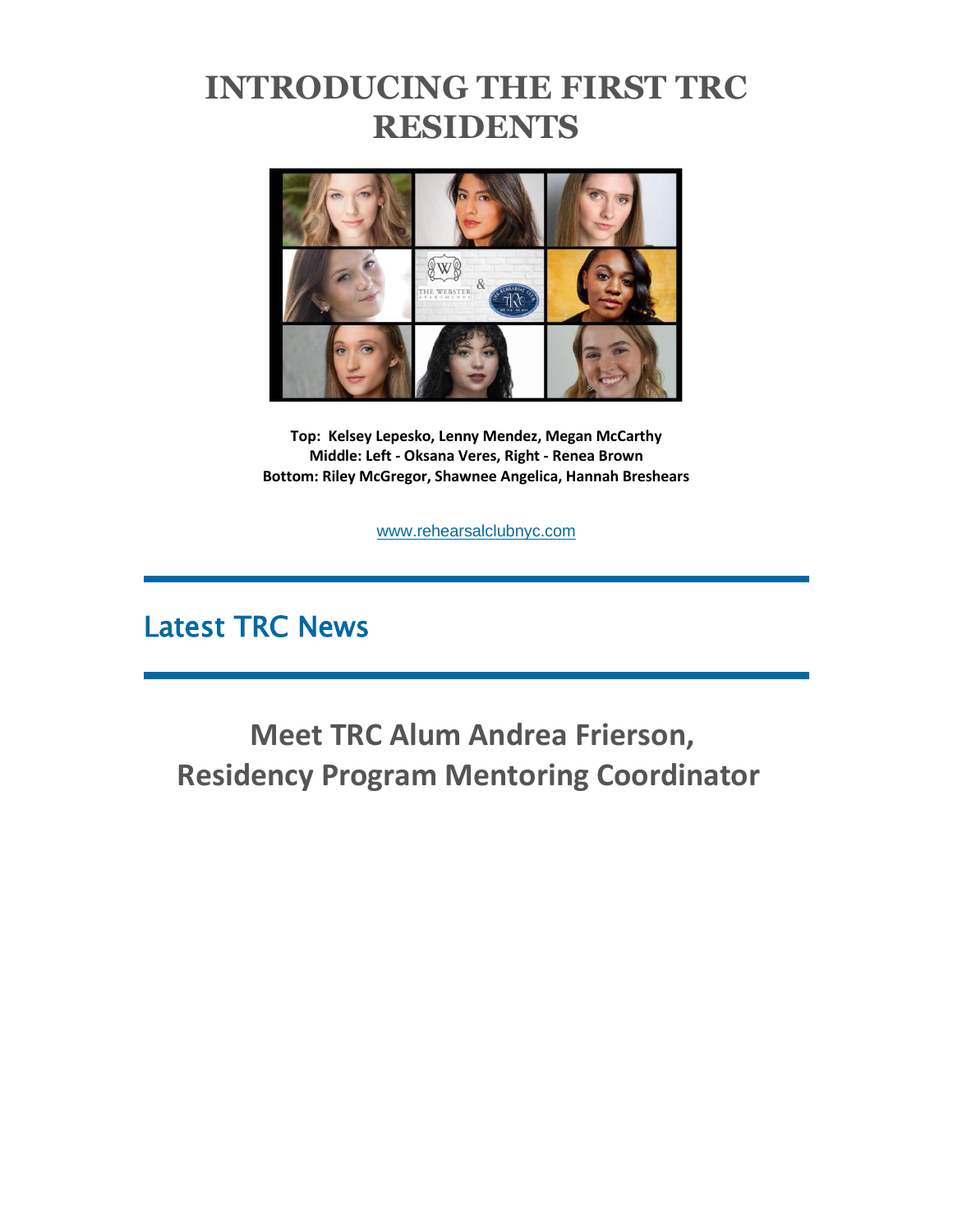# INTRODUCING THE FIRST TRC RESIDENTS

**Top: Kelsey Lepesko, Lenny Mendez, Megan McCarthy**
**Middle: Left - Oksana Veres, Right - Renea Brown**
**Bottom: Riley McGregor, Shawnee Angelica, Hannah Breshears**

www.rehearsalclubnyc.com

---

## Latest TRC News

---

## Meet TRC Alum Andrea Frierson, Residency Program Mentoring Coordinator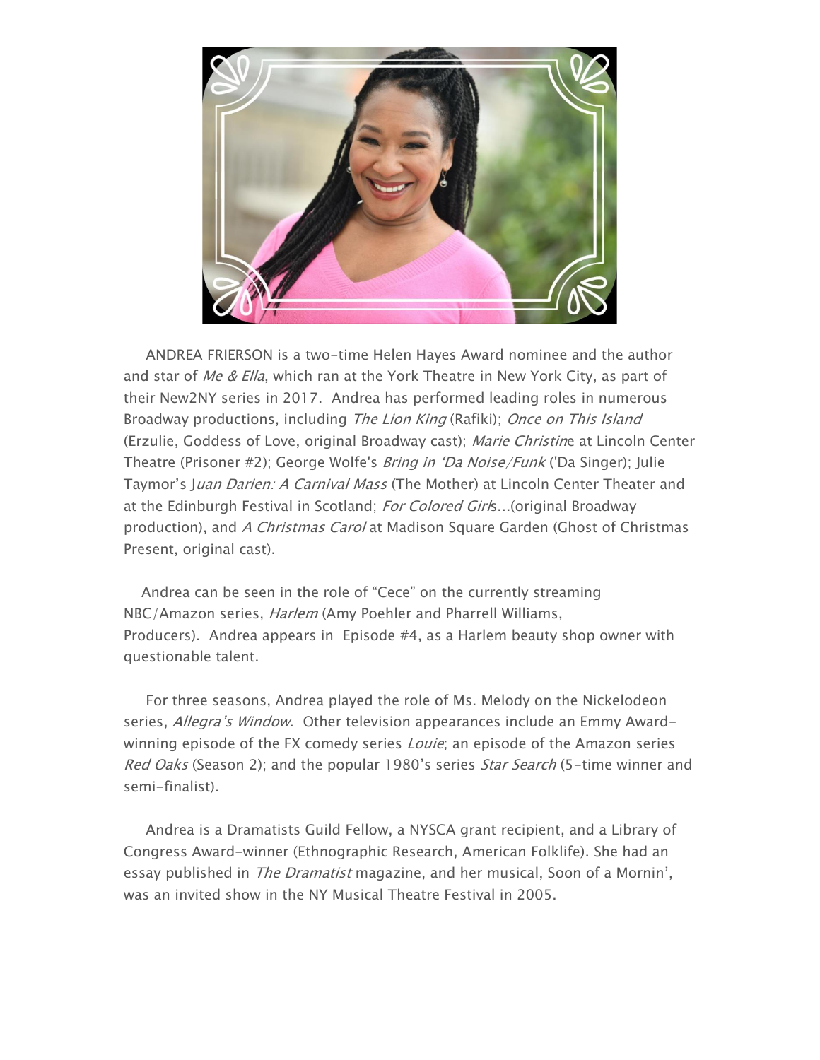ANDREA FRIERSON is a two-time Helen Hayes Award nominee and the author and star of *Me & Ella*, which ran at the York Theatre in New York City, as part of their New2NY series in 2017. Andrea has performed leading roles in numerous Broadway productions, including *The Lion King* (Rafiki); *Once on This Island* (Erzulie, Goddess of Love, original Broadway cast); *Marie Christine* at Lincoln Center Theatre (Prisoner #2); George Wolfe's *Bring in 'Da Noise/Funk* ('Da Singer); Julie Taymor's *Juan Darien: A Carnival Mass* (The Mother) at Lincoln Center Theater and at the Edinburgh Festival in Scotland; *For Colored Girls*...(original Broadway production), and *A Christmas Carol* at Madison Square Garden (Ghost of Christmas Present, original cast).

Andrea can be seen in the role of "Cece" on the currently streaming NBC/Amazon series, *Harlem* (Amy Poehler and Pharrell Williams, Producers). Andrea appears in Episode #4, as a Harlem beauty shop owner with questionable talent.

For three seasons, Andrea played the role of Ms. Melody on the Nickelodeon series, *Allegra's Window*. Other television appearances include an Emmy Award-winning episode of the FX comedy series *Louie*; an episode of the Amazon series *Red Oaks* (Season 2); and the popular 1980's series *Star Search* (5-time winner and semi-finalist).

Andrea is a Dramatists Guild Fellow, a NYSCA grant recipient, and a Library of Congress Award-winner (Ethnographic Research, American Folklife). She had an essay published in *The Dramatist* magazine, and her musical, Soon of a Mornin', was an invited show in the NY Musical Theatre Festival in 2005.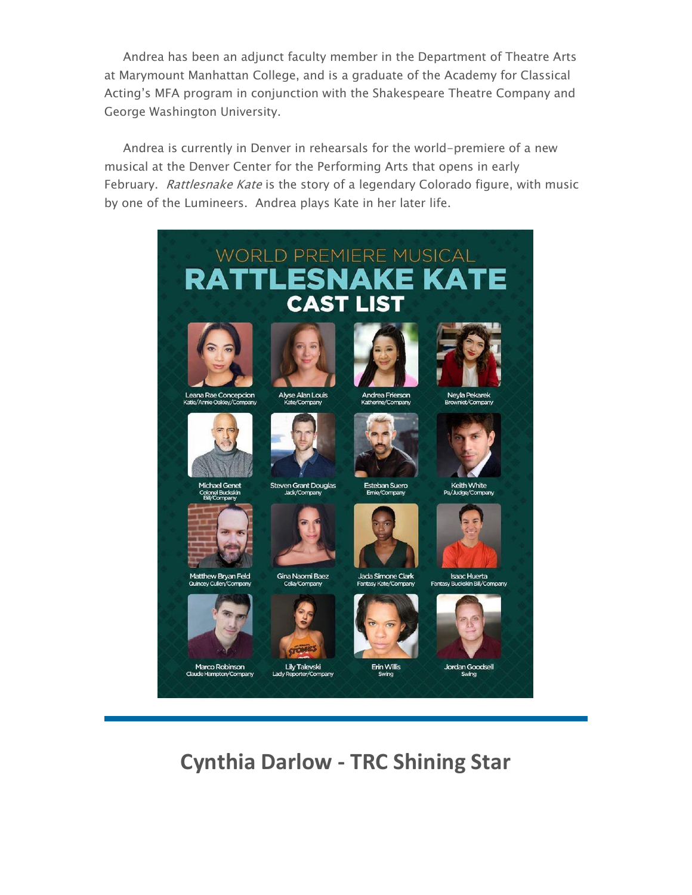Andrea has been an adjunct faculty member in the Department of Theatre Arts at Marymount Manhattan College, and is a graduate of the Academy for Classical Acting's MFA program in conjunction with the Shakespeare Theatre Company and George Washington University.

Andrea is currently in Denver in rehearsals for the world-premiere of a new musical at the Denver Center for the Performing Arts that opens in early February. *Rattlesnake Kate* is the story of a legendary Colorado figure, with music by one of the Lumineers. Andrea plays Kate in her later life.

WORLD PREMIERE MUSICAL

**RATTLESNAKE KATE**

**CAST LIST**

- Leana Rae Concepcion – Katie/Annie Oakley/Company
- Alyse Alan Louis – Kate/Company
- Andrea Frierson – Katherine/Company
- Neyla Pekarek – Browniet/Company
- Michael Genet – Colonel Buckskin Bill/Company
- Steven Grant Douglas – Jack/Company
- Esteban Suero – Ernie/Company
- Keith White – Pa/Judge/Company
- Matthew Bryan Feld – Quincey Cullen/Company
- Gina Naomi Baez – Celia/Company
- Jada Simone Clark – Fantasy Kate/Company
- Isaac Huerta – Fantasy Buckskin Bill/Company
- Marco Robinson – Claude Hampton/Company
- Lily Talevski – Lady Reporter/Company
- Erin Willis – Swing
- Jordan Goodsell – Swing

## Cynthia Darlow - TRC Shining Star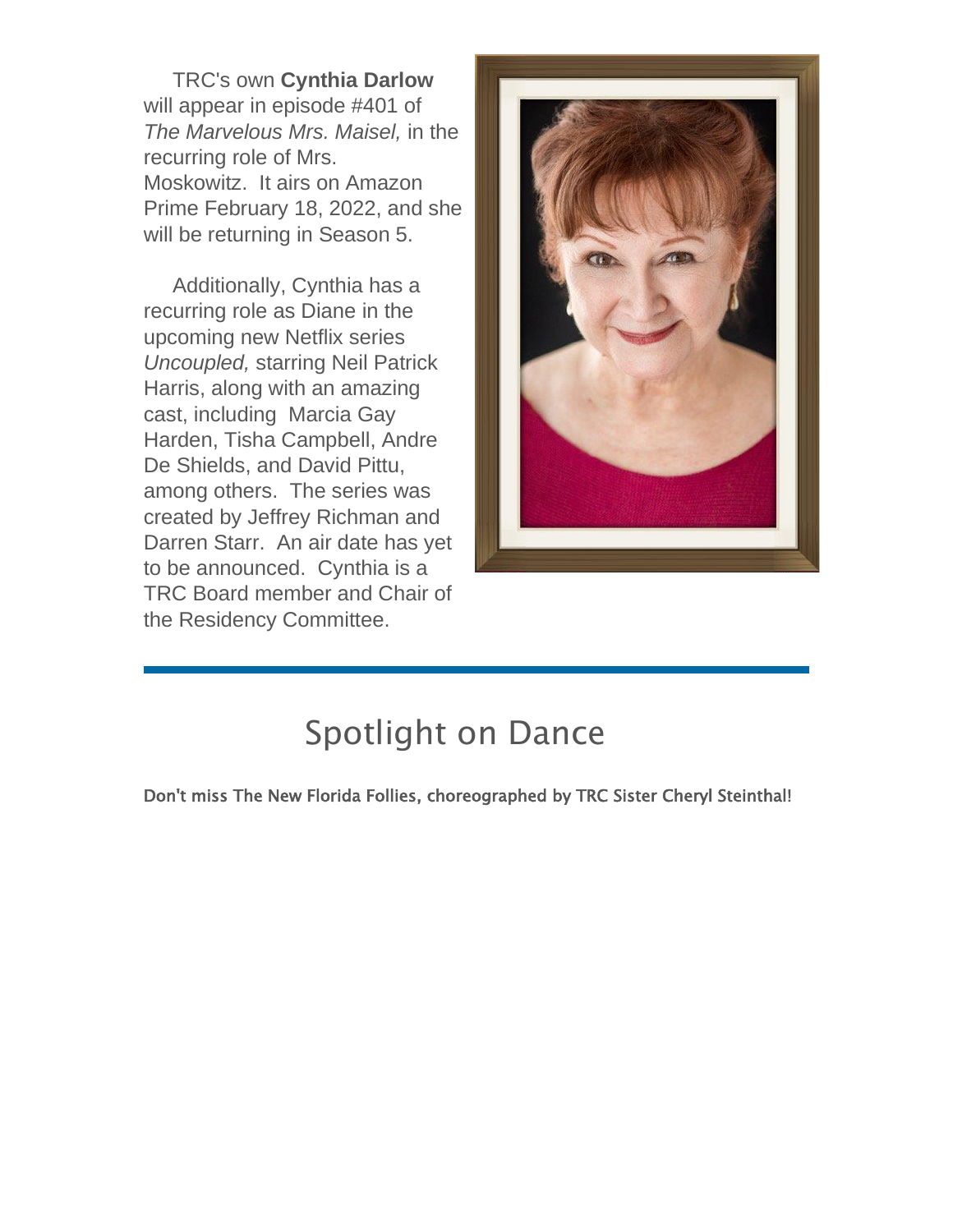TRC's own **Cynthia Darlow** will appear in episode #401 of *The Marvelous Mrs. Maisel,* in the recurring role of Mrs. Moskowitz. It airs on Amazon Prime February 18, 2022, and she will be returning in Season 5.

Additionally, Cynthia has a recurring role as Diane in the upcoming new Netflix series *Uncoupled,* starring Neil Patrick Harris, along with an amazing cast, including Marcia Gay Harden, Tisha Campbell, Andre De Shields, and David Pittu, among others. The series was created by Jeffrey Richman and Darren Starr. An air date has yet to be announced. Cynthia is a TRC Board member and Chair of the Residency Committee.

## Spotlight on Dance

**Don't miss The New Florida Follies, choreographed by TRC Sister Cheryl Steinthal!**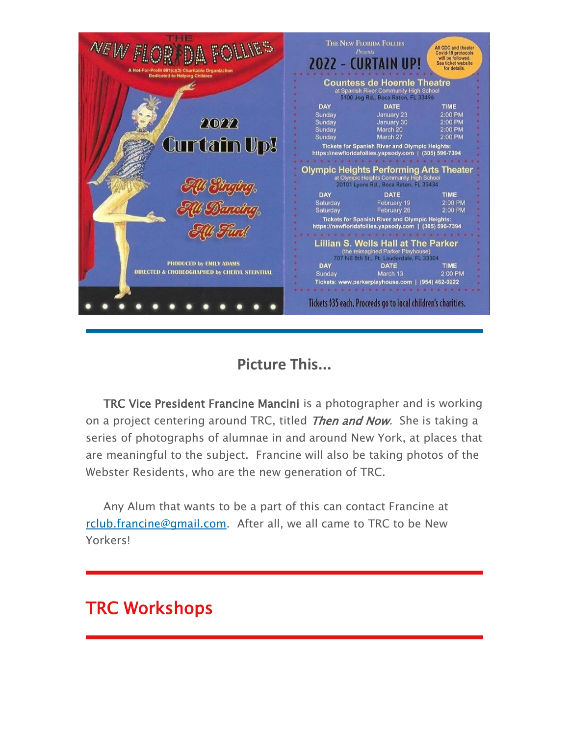# THE NEW FLORIDA FOLLIES

A Not-For-Profit 501(c)(3) Charitable Organization Dedicated to Helping Children

**2022 Curtain Up!**

*All Singing, All Dancing, All Fun!*

PRODUCED by EMILY ADAMS
DIRECTED & CHOREOGRAPHED by CHERYL STEINTHAL

The New Florida Follies *Presents*

## 2022 - CURTAIN UP!

All CDC and theater Covid-19 protocols will be followed. See ticket website for details.

### Countess de Hoernle Theatre

at Spanish River Community High School
5100 Jog Rd., Boca Raton, FL 33496

| DAY | DATE | TIME |
|---|---|---|
| Sunday | January 23 | 2:00 PM |
| Sunday | January 30 | 2:00 PM |
| Sunday | March 20 | 2:00 PM |
| Sunday | March 27 | 2:00 PM |

Tickets for Spanish River and Olympic Heights: https://newfloridafollies.yapsody.com | (305) 596-7394

### Olympic Heights Performing Arts Theater

at Olympic Heights Community High School
20101 Lyons Rd., Boca Raton, FL 33434

| DAY | DATE | TIME |
|---|---|---|
| Saturday | February 19 | 2:00 PM |
| Saturday | February 26 | 2:00 PM |

Tickets for Spanish River and Olympic Heights: https://newfloridafollies.yapsody.com | (305) 596-7394

### Lillian S. Wells Hall at The Parker

(the reimagined Parker Playhouse)
707 NE 8th St., Ft. Lauderdale, FL 33304

| DAY | DATE | TIME |
|---|---|---|
| Sunday | March 13 | 2:00 PM |

Tickets: www.parkerplayhouse.com | (954) 462-0222

Tickets $35 each. Proceeds go to local children's charities.

## Picture This...

TRC Vice President Francine Mancini is a photographer and is working on a project centering around TRC, titled *Then and Now*. She is taking a series of photographs of alumnae in and around New York, at places that are meaningful to the subject. Francine will also be taking photos of the Webster Residents, who are the new generation of TRC.

Any Alum that wants to be a part of this can contact Francine at rclub.francine@gmail.com. After all, we all came to TRC to be New Yorkers!

## TRC Workshops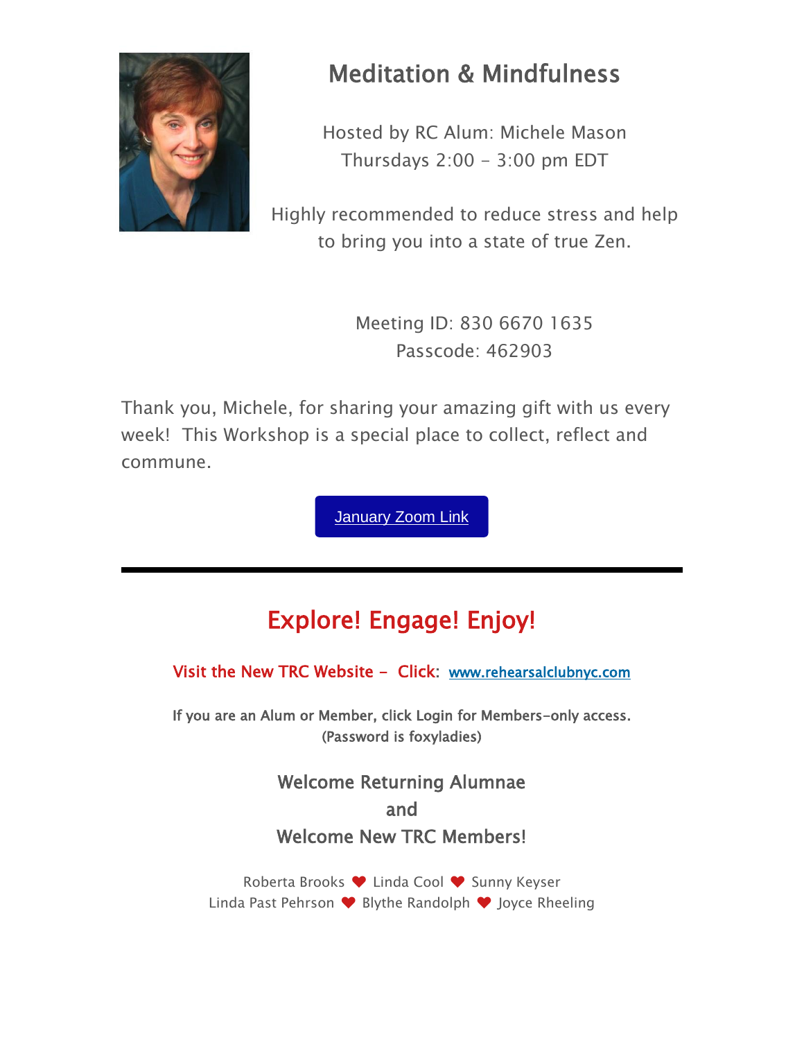## Meditation & Mindfulness

Hosted by RC Alum: Michele Mason
Thursdays 2:00 - 3:00 pm EDT

Highly recommended to reduce stress and help to bring you into a state of true Zen.

Meeting ID: 830 6670 1635
Passcode: 462903

Thank you, Michele, for sharing your amazing gift with us every week! This Workshop is a special place to collect, reflect and commune.

January Zoom Link

---

## Explore! Engage! Enjoy!

Visit the New TRC Website - Click: www.rehearsalclubnyc.com

If you are an Alum or Member, click Login for Members-only access. (Password is foxyladies)

### Welcome Returning Alumnae and Welcome New TRC Members!

Roberta Brooks ❤ Linda Cool ❤ Sunny Keyser
Linda Past Pehrson ❤ Blythe Randolph ❤ Joyce Rheeling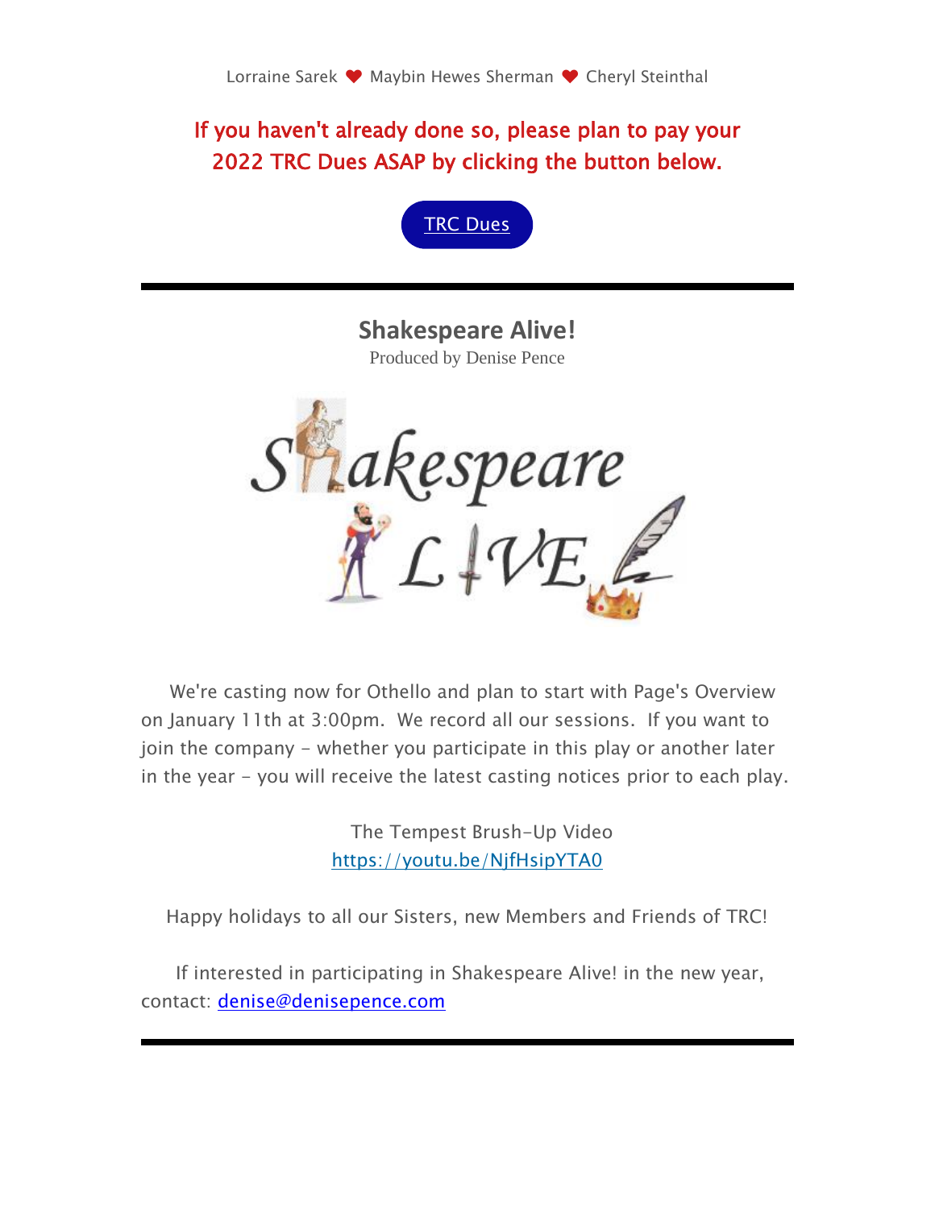Lorraine Sarek ❤ Maybin Hewes Sherman ❤ Cheryl Steinthal

**If you haven't already done so, please plan to pay your 2022 TRC Dues ASAP by clicking the button below.**

TRC Dues

---

## Shakespeare Alive!

Produced by Denise Pence

We're casting now for Othello and plan to start with Page's Overview on January 11th at 3:00pm. We record all our sessions. If you want to join the company - whether you participate in this play or another later in the year - you will receive the latest casting notices prior to each play.

The Tempest Brush-Up Video
https://youtu.be/NjfHsipYTA0

Happy holidays to all our Sisters, new Members and Friends of TRC!

If interested in participating in Shakespeare Alive! in the new year, contact: denise@denisepence.com

---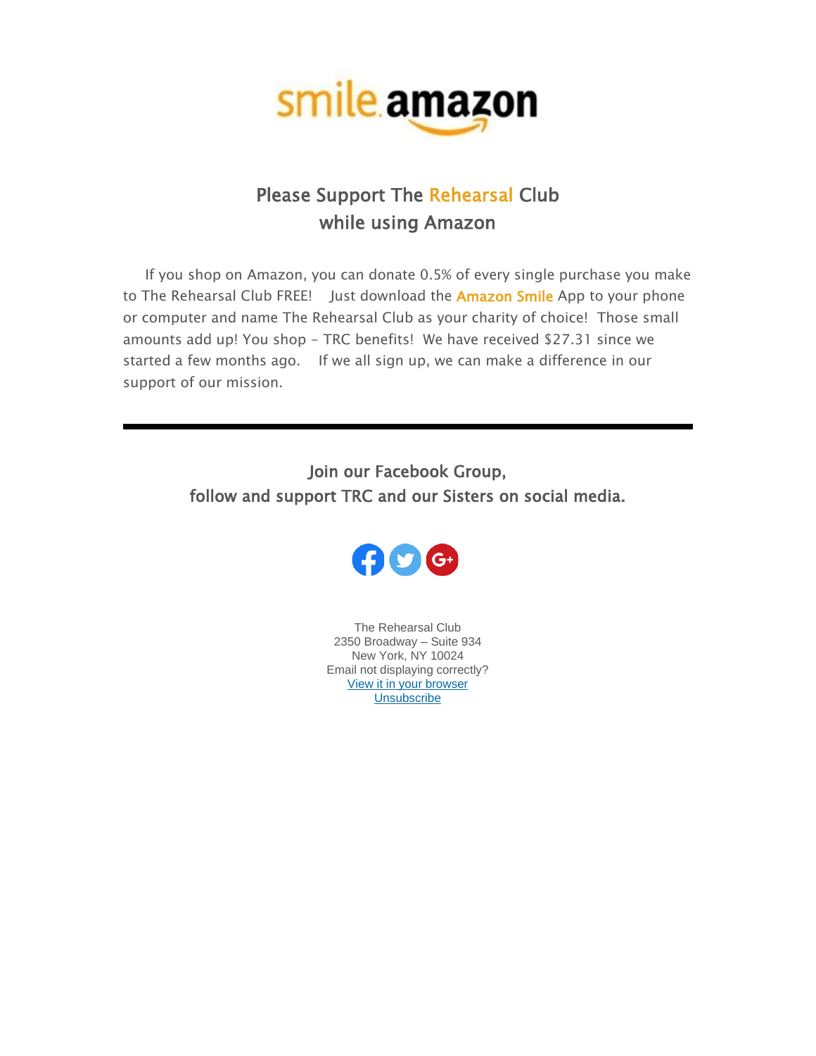smile amazon

## Please Support The Rehearsal Club while using Amazon

If you shop on Amazon, you can donate 0.5% of every single purchase you make to The Rehearsal Club FREE! Just download the Amazon Smile App to your phone or computer and name The Rehearsal Club as your charity of choice! Those small amounts add up! You shop - TRC benefits! We have received $27.31 since we started a few months ago. If we all sign up, we can make a difference in our support of our mission.

---

## Join our Facebook Group, follow and support TRC and our Sisters on social media.

The Rehearsal Club
2350 Broadway – Suite 934
New York, NY 10024
Email not displaying correctly?
View it in your browser
Unsubscribe